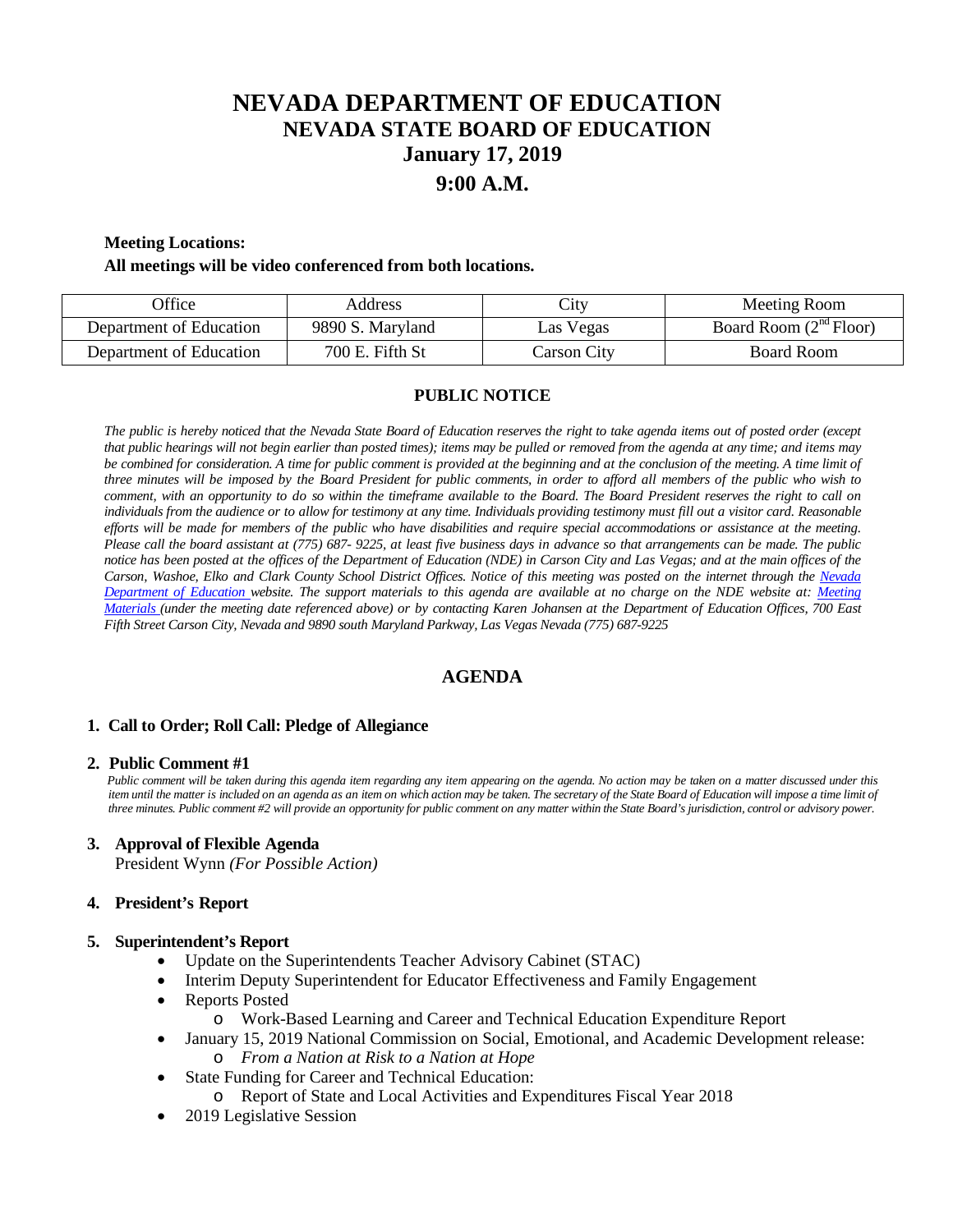# NEVADA DEPARTMENT OF EDUCATION

## NEVADA STATE BOARD OF EDUCATION

## January 17, 2019

## 9:00 A.M.

**Meeting Locations:**

**All meetings will be video conferenced from both locations.**

| Office | Address | City | Meeting Room |
|---|---|---|---|
| Department of Education | 9890 S. Maryland | Las Vegas | Board Room (2nd Floor) |
| Department of Education | 700 E. Fifth St | Carson City | Board Room |

### PUBLIC NOTICE

*The public is hereby noticed that the Nevada State Board of Education reserves the right to take agenda items out of posted order (except that public hearings will not begin earlier than posted times); items may be pulled or removed from the agenda at any time; and items may be combined for consideration. A time for public comment is provided at the beginning and at the conclusion of the meeting. A time limit of three minutes will be imposed by the Board President for public comments, in order to afford all members of the public who wish to comment, with an opportunity to do so within the timeframe available to the Board. The Board President reserves the right to call on individuals from the audience or to allow for testimony at any time. Individuals providing testimony must fill out a visitor card. Reasonable efforts will be made for members of the public who have disabilities and require special accommodations or assistance at the meeting. Please call the board assistant at (775) 687- 9225, at least five business days in advance so that arrangements can be made. The public notice has been posted at the offices of the Department of Education (NDE) in Carson City and Las Vegas; and at the main offices of the Carson, Washoe, Elko and Clark County School District Offices. Notice of this meeting was posted on the internet through the Nevada Department of Education website. The support materials to this agenda are available at no charge on the NDE website at: Meeting Materials (under the meeting date referenced above) or by contacting Karen Johansen at the Department of Education Offices, 700 East Fifth Street Carson City, Nevada and 9890 south Maryland Parkway, Las Vegas Nevada (775) 687-9225*

### AGENDA

**1. Call to Order; Roll Call: Pledge of Allegiance**

**2. Public Comment #1**

*Public comment will be taken during this agenda item regarding any item appearing on the agenda. No action may be taken on a matter discussed under this item until the matter is included on an agenda as an item on which action may be taken. The secretary of the State Board of Education will impose a time limit of three minutes. Public comment #2 will provide an opportunity for public comment on any matter within the State Board's jurisdiction, control or advisory power.*

**3. Approval of Flexible Agenda**
President Wynn *(For Possible Action)*

**4. President's Report**

**5. Superintendent's Report**

- Update on the Superintendents Teacher Advisory Cabinet (STAC)
- Interim Deputy Superintendent for Educator Effectiveness and Family Engagement
- Reports Posted
  - Work-Based Learning and Career and Technical Education Expenditure Report
- January 15, 2019 National Commission on Social, Emotional, and Academic Development release:
  - *From a Nation at Risk to a Nation at Hope*
- State Funding for Career and Technical Education:
  - Report of State and Local Activities and Expenditures Fiscal Year 2018
- 2019 Legislative Session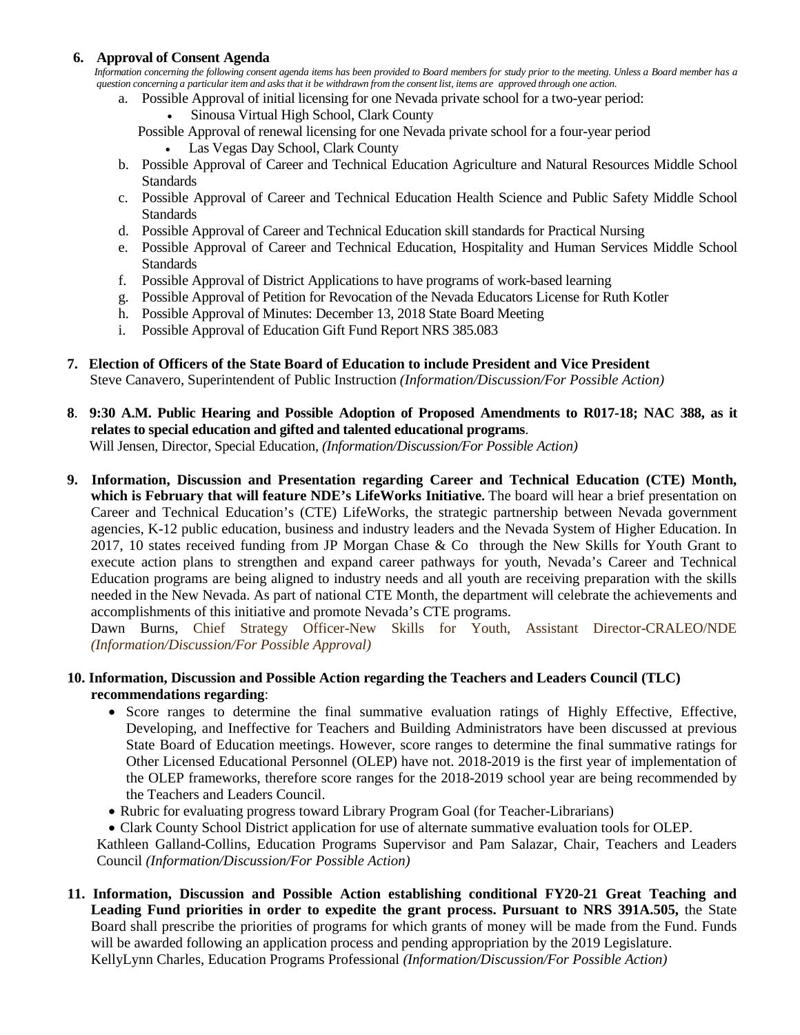**6. Approval of Consent Agenda**

*Information concerning the following consent agenda items has been provided to Board members for study prior to the meeting. Unless a Board member has a question concerning a particular item and asks that it be withdrawn from the consent list, items are approved through one action.*

a. Possible Approval of initial licensing for one Nevada private school for a two-year period:
   - Sinousa Virtual High School, Clark County

   Possible Approval of renewal licensing for one Nevada private school for a four-year period
   - Las Vegas Day School, Clark County

b. Possible Approval of Career and Technical Education Agriculture and Natural Resources Middle School Standards

c. Possible Approval of Career and Technical Education Health Science and Public Safety Middle School Standards

d. Possible Approval of Career and Technical Education skill standards for Practical Nursing

e. Possible Approval of Career and Technical Education, Hospitality and Human Services Middle School Standards

f. Possible Approval of District Applications to have programs of work-based learning

g. Possible Approval of Petition for Revocation of the Nevada Educators License for Ruth Kotler

h. Possible Approval of Minutes: December 13, 2018 State Board Meeting

i. Possible Approval of Education Gift Fund Report NRS 385.083

**7. Election of Officers of the State Board of Education to include President and Vice President**
Steve Canavero, Superintendent of Public Instruction *(Information/Discussion/For Possible Action)*

**8. 9:30 A.M. Public Hearing and Possible Adoption of Proposed Amendments to R017-18; NAC 388, as it relates to special education and gifted and talented educational programs**.
Will Jensen, Director, Special Education, *(Information/Discussion/For Possible Action)*

**9. Information, Discussion and Presentation regarding Career and Technical Education (CTE) Month, which is February that will feature NDE's LifeWorks Initiative.** The board will hear a brief presentation on Career and Technical Education's (CTE) LifeWorks, the strategic partnership between Nevada government agencies, K-12 public education, business and industry leaders and the Nevada System of Higher Education. In 2017, 10 states received funding from JP Morgan Chase & Co through the New Skills for Youth Grant to execute action plans to strengthen and expand career pathways for youth, Nevada's Career and Technical Education programs are being aligned to industry needs and all youth are receiving preparation with the skills needed in the New Nevada. As part of national CTE Month, the department will celebrate the achievements and accomplishments of this initiative and promote Nevada's CTE programs.
Dawn Burns, Chief Strategy Officer-New Skills for Youth, Assistant Director-CRALEO/NDE *(Information/Discussion/For Possible Approval)*

**10. Information, Discussion and Possible Action regarding the Teachers and Leaders Council (TLC) recommendations regarding**:

- Score ranges to determine the final summative evaluation ratings of Highly Effective, Effective, Developing, and Ineffective for Teachers and Building Administrators have been discussed at previous State Board of Education meetings. However, score ranges to determine the final summative ratings for Other Licensed Educational Personnel (OLEP) have not. 2018-2019 is the first year of implementation of the OLEP frameworks, therefore score ranges for the 2018-2019 school year are being recommended by the Teachers and Leaders Council.
- Rubric for evaluating progress toward Library Program Goal (for Teacher-Librarians)
- Clark County School District application for use of alternate summative evaluation tools for OLEP.

Kathleen Galland-Collins, Education Programs Supervisor and Pam Salazar, Chair, Teachers and Leaders Council *(Information/Discussion/For Possible Action)*

**11. Information, Discussion and Possible Action establishing conditional FY20-21 Great Teaching and Leading Fund priorities in order to expedite the grant process. Pursuant to NRS 391A.505,** the State Board shall prescribe the priorities of programs for which grants of money will be made from the Fund. Funds will be awarded following an application process and pending appropriation by the 2019 Legislature.
KellyLynn Charles, Education Programs Professional *(Information/Discussion/For Possible Action)*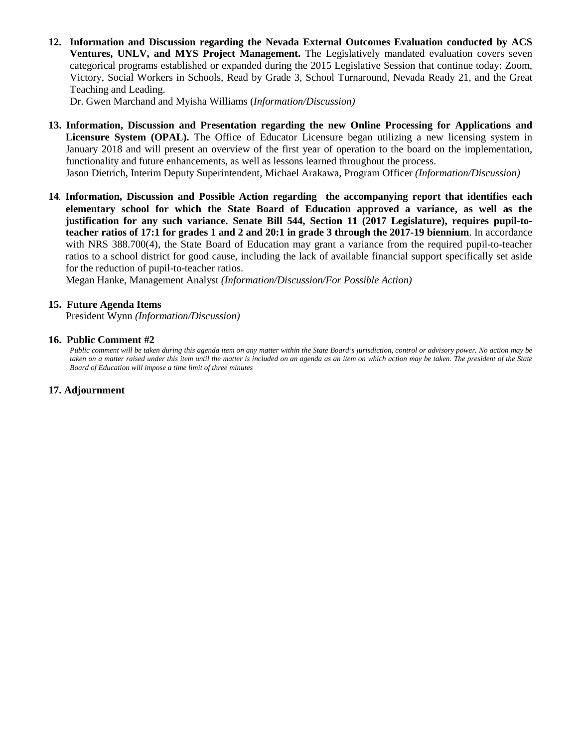12. **Information and Discussion regarding the Nevada External Outcomes Evaluation conducted by ACS Ventures, UNLV, and MYS Project Management.** The Legislatively mandated evaluation covers seven categorical programs established or expanded during the 2015 Legislative Session that continue today: Zoom, Victory, Social Workers in Schools, Read by Grade 3, School Turnaround, Nevada Ready 21, and the Great Teaching and Leading.
    Dr. Gwen Marchand and Myisha Williams (*Information/Discussion)*

13. **Information, Discussion and Presentation regarding the new Online Processing for Applications and Licensure System (OPAL).** The Office of Educator Licensure began utilizing a new licensing system in January 2018 and will present an overview of the first year of operation to the board on the implementation, functionality and future enhancements, as well as lessons learned throughout the process.
    Jason Dietrich, Interim Deputy Superintendent, Michael Arakawa, Program Officer *(Information/Discussion)*

14. **Information, Discussion and Possible Action regarding the accompanying report that identifies each elementary school for which the State Board of Education approved a variance, as well as the justification for any such variance. Senate Bill 544, Section 11 (2017 Legislature), requires pupil-to-teacher ratios of 17:1 for grades 1 and 2 and 20:1 in grade 3 through the 2017-19 biennium**. In accordance with NRS 388.700(4), the State Board of Education may grant a variance from the required pupil-to-teacher ratios to a school district for good cause, including the lack of available financial support specifically set aside for the reduction of pupil-to-teacher ratios.
    Megan Hanke, Management Analyst *(Information/Discussion/For Possible Action)*

15. **Future Agenda Items**
    President Wynn *(Information/Discussion)*

16. **Public Comment #2**
    *Public comment will be taken during this agenda item on any matter within the State Board's jurisdiction, control or advisory power. No action may be taken on a matter raised under this item until the matter is included on an agenda as an item on which action may be taken. The president of the State Board of Education will impose a time limit of three minutes*

17. **Adjournment**